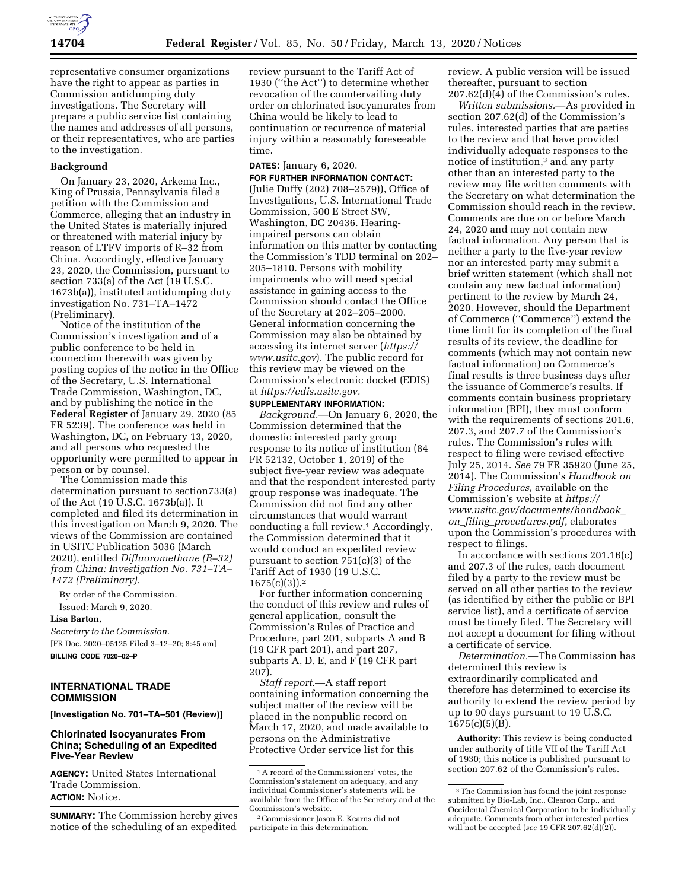representative consumer organizations have the right to appear as parties in Commission antidumping duty investigations. The Secretary will prepare a public service list containing the names and addresses of all persons, or their representatives, who are parties to the investigation.

**Background**

On January 23, 2020, Arkema Inc., King of Prussia, Pennsylvania filed a petition with the Commission and Commerce, alleging that an industry in the United States is materially injured or threatened with material injury by reason of LTFV imports of R–32 from China. Accordingly, effective January 23, 2020, the Commission, pursuant to section 733(a) of the Act (19 U.S.C. 1673b(a)), instituted antidumping duty investigation No. 731–TA–1472 (Preliminary).

Notice of the institution of the Commission's investigation and of a public conference to be held in connection therewith was given by posting copies of the notice in the Office of the Secretary, U.S. International Trade Commission, Washington, DC, and by publishing the notice in the **Federal Register** of January 29, 2020 (85 FR 5239). The conference was held in Washington, DC, on February 13, 2020, and all persons who requested the opportunity were permitted to appear in person or by counsel.

The Commission made this determination pursuant to section733(a) of the Act (19 U.S.C. 1673b(a)). It completed and filed its determination in this investigation on March 9, 2020. The views of the Commission are contained in USITC Publication 5036 (March 2020), entitled *Difluoromethane (R–32) from China: Investigation No. 731–TA–1472 (Preliminary).*

By order of the Commission.

Issued: March 9, 2020.

**Lisa Barton,**

*Secretary to the Commission.*

[FR Doc. 2020–05125 Filed 3–12–20; 8:45 am]

**BILLING CODE 7020–02–P**

## INTERNATIONAL TRADE COMMISSION

**[Investigation No. 701–TA–501 (Review)]**

### Chlorinated Isocyanurates From China; Scheduling of an Expedited Five-Year Review

**AGENCY:** United States International Trade Commission.

**ACTION:** Notice.

**SUMMARY:** The Commission hereby gives notice of the scheduling of an expedited review pursuant to the Tariff Act of 1930 (''the Act'') to determine whether revocation of the countervailing duty order on chlorinated isocyanurates from China would be likely to lead to continuation or recurrence of material injury within a reasonably foreseeable time.

**DATES:** January 6, 2020.

**FOR FURTHER INFORMATION CONTACT:** (Julie Duffy (202) 708–2579)), Office of Investigations, U.S. International Trade Commission, 500 E Street SW, Washington, DC 20436. Hearing-impaired persons can obtain information on this matter by contacting the Commission's TDD terminal on 202–205–1810. Persons with mobility impairments who will need special assistance in gaining access to the Commission should contact the Office of the Secretary at 202–205–2000. General information concerning the Commission may also be obtained by accessing its internet server (*https://www.usitc.gov*). The public record for this review may be viewed on the Commission's electronic docket (EDIS) at *https://edis.usitc.gov.*

**SUPPLEMENTARY INFORMATION:**

*Background.*—On January 6, 2020, the Commission determined that the domestic interested party group response to its notice of institution (84 FR 52132, October 1, 2019) of the subject five-year review was adequate and that the respondent interested party group response was inadequate. The Commission did not find any other circumstances that would warrant conducting a full review.[1] Accordingly, the Commission determined that it would conduct an expedited review pursuant to section 751(c)(3) of the Tariff Act of 1930 (19 U.S.C. 1675(c)(3)).[2]

For further information concerning the conduct of this review and rules of general application, consult the Commission's Rules of Practice and Procedure, part 201, subparts A and B (19 CFR part 201), and part 207, subparts A, D, E, and F (19 CFR part 207).

*Staff report.*—A staff report containing information concerning the subject matter of the review will be placed in the nonpublic record on March 17, 2020, and made available to persons on the Administrative Protective Order service list for this review. A public version will be issued thereafter, pursuant to section 207.62(d)(4) of the Commission's rules.

*Written submissions.*—As provided in section 207.62(d) of the Commission's rules, interested parties that are parties to the review and that have provided individually adequate responses to the notice of institution,[3] and any party other than an interested party to the review may file written comments with the Secretary on what determination the Commission should reach in the review. Comments are due on or before March 24, 2020 and may not contain new factual information. Any person that is neither a party to the five-year review nor an interested party may submit a brief written statement (which shall not contain any new factual information) pertinent to the review by March 24, 2020. However, should the Department of Commerce (''Commerce'') extend the time limit for its completion of the final results of its review, the deadline for comments (which may not contain new factual information) on Commerce's final results is three business days after the issuance of Commerce's results. If comments contain business proprietary information (BPI), they must conform with the requirements of sections 201.6, 207.3, and 207.7 of the Commission's rules. The Commission's rules with respect to filing were revised effective July 25, 2014. *See* 79 FR 35920 (June 25, 2014). The Commission's *Handbook on Filing Procedures,* available on the Commission's website at *https://www.usitc.gov/documents/handbook_on_filing_procedures.pdf,* elaborates upon the Commission's procedures with respect to filings.

In accordance with sections 201.16(c) and 207.3 of the rules, each document filed by a party to the review must be served on all other parties to the review (as identified by either the public or BPI service list), and a certificate of service must be timely filed. The Secretary will not accept a document for filing without a certificate of service.

*Determination.*—The Commission has determined this review is extraordinarily complicated and therefore has determined to exercise its authority to extend the review period by up to 90 days pursuant to 19 U.S.C. 1675(c)(5)(B).

**Authority:** This review is being conducted under authority of title VII of the Tariff Act of 1930; this notice is published pursuant to section 207.62 of the Commission's rules.

[1] A record of the Commissioners' votes, the Commission's statement on adequacy, and any individual Commissioner's statements will be available from the Office of the Secretary and at the Commission's website.

[2] Commissioner Jason E. Kearns did not participate in this determination.

[3] The Commission has found the joint response submitted by Bio-Lab, Inc., Clearon Corp., and Occidental Chemical Corporation to be individually adequate. Comments from other interested parties will not be accepted (*see* 19 CFR 207.62(d)(2)).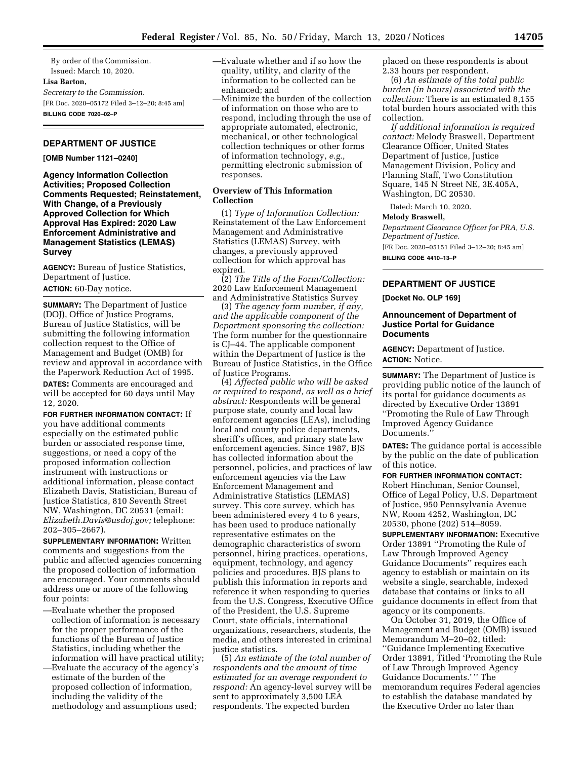By order of the Commission.

Issued: March 10, 2020.

**Lisa Barton,**

*Secretary to the Commission.*

[FR Doc. 2020–05172 Filed 3–12–20; 8:45 am]

**BILLING CODE 7020–02–P**

## DEPARTMENT OF JUSTICE

**[OMB Number 1121–0240]**

### Agency Information Collection Activities; Proposed Collection Comments Requested; Reinstatement, With Change, of a Previously Approved Collection for Which Approval Has Expired: 2020 Law Enforcement Administrative and Management Statistics (LEMAS) Survey

**AGENCY:** Bureau of Justice Statistics, Department of Justice.

**ACTION:** 60-Day notice.

**SUMMARY:** The Department of Justice (DOJ), Office of Justice Programs, Bureau of Justice Statistics, will be submitting the following information collection request to the Office of Management and Budget (OMB) for review and approval in accordance with the Paperwork Reduction Act of 1995.

**DATES:** Comments are encouraged and will be accepted for 60 days until May 12, 2020.

**FOR FURTHER INFORMATION CONTACT:** If you have additional comments especially on the estimated public burden or associated response time, suggestions, or need a copy of the proposed information collection instrument with instructions or additional information, please contact Elizabeth Davis, Statistician, Bureau of Justice Statistics, 810 Seventh Street NW, Washington, DC 20531 (email: *Elizabeth.Davis@usdoj.gov;* telephone: 202–305–2667).

**SUPPLEMENTARY INFORMATION:** Written comments and suggestions from the public and affected agencies concerning the proposed collection of information are encouraged. Your comments should address one or more of the following four points:

—Evaluate whether the proposed collection of information is necessary for the proper performance of the functions of the Bureau of Justice Statistics, including whether the information will have practical utility;

—Evaluate the accuracy of the agency's estimate of the burden of the proposed collection of information, including the validity of the methodology and assumptions used;

—Evaluate whether and if so how the quality, utility, and clarity of the information to be collected can be enhanced; and

—Minimize the burden of the collection of information on those who are to respond, including through the use of appropriate automated, electronic, mechanical, or other technological collection techniques or other forms of information technology, *e.g.,* permitting electronic submission of responses.

#### Overview of This Information Collection

(1) *Type of Information Collection:* Reinstatement of the Law Enforcement Management and Administrative Statistics (LEMAS) Survey, with changes, a previously approved collection for which approval has expired.

(2) *The Title of the Form/Collection:* 2020 Law Enforcement Management and Administrative Statistics Survey

(3) *The agency form number, if any, and the applicable component of the Department sponsoring the collection:* The form number for the questionnaire is CJ–44. The applicable component within the Department of Justice is the Bureau of Justice Statistics, in the Office of Justice Programs.

(4) *Affected public who will be asked or required to respond, as well as a brief abstract:* Respondents will be general purpose state, county and local law enforcement agencies (LEAs), including local and county police departments, sheriff's offices, and primary state law enforcement agencies. Since 1987, BJS has collected information about the personnel, policies, and practices of law enforcement agencies via the Law Enforcement Management and Administrative Statistics (LEMAS) survey. This core survey, which has been administered every 4 to 6 years, has been used to produce nationally representative estimates on the demographic characteristics of sworn personnel, hiring practices, operations, equipment, technology, and agency policies and procedures. BJS plans to publish this information in reports and reference it when responding to queries from the U.S. Congress, Executive Office of the President, the U.S. Supreme Court, state officials, international organizations, researchers, students, the media, and others interested in criminal justice statistics.

(5) *An estimate of the total number of respondents and the amount of time estimated for an average respondent to respond:* An agency-level survey will be sent to approximately 3,500 LEA respondents. The expected burden placed on these respondents is about 2.33 hours per respondent.

(6) *An estimate of the total public burden (in hours) associated with the collection:* There is an estimated 8,155 total burden hours associated with this collection.

*If additional information is required contact:* Melody Braswell, Department Clearance Officer, United States Department of Justice, Justice Management Division, Policy and Planning Staff, Two Constitution Square, 145 N Street NE, 3E.405A, Washington, DC 20530.

Dated: March 10, 2020.

**Melody Braswell,**

*Department Clearance Officer for PRA, U.S. Department of Justice.*

[FR Doc. 2020–05151 Filed 3–12–20; 8:45 am]

**BILLING CODE 4410–13–P**

## DEPARTMENT OF JUSTICE

**[Docket No. OLP 169]**

### Announcement of Department of Justice Portal for Guidance Documents

**AGENCY:** Department of Justice.

**ACTION:** Notice.

**SUMMARY:** The Department of Justice is providing public notice of the launch of its portal for guidance documents as directed by Executive Order 13891 ''Promoting the Rule of Law Through Improved Agency Guidance Documents.''

**DATES:** The guidance portal is accessible by the public on the date of publication of this notice.

**FOR FURTHER INFORMATION CONTACT:** Robert Hinchman, Senior Counsel, Office of Legal Policy, U.S. Department of Justice, 950 Pennsylvania Avenue NW, Room 4252, Washington, DC 20530, phone (202) 514–8059.

**SUPPLEMENTARY INFORMATION:** Executive Order 13891 ''Promoting the Rule of Law Through Improved Agency Guidance Documents'' requires each agency to establish or maintain on its website a single, searchable, indexed database that contains or links to all guidance documents in effect from that agency or its components.

On October 31, 2019, the Office of Management and Budget (OMB) issued Memorandum M–20–02, titled: ''Guidance Implementing Executive Order 13891, Titled 'Promoting the Rule of Law Through Improved Agency Guidance Documents.' '' The memorandum requires Federal agencies to establish the database mandated by the Executive Order no later than